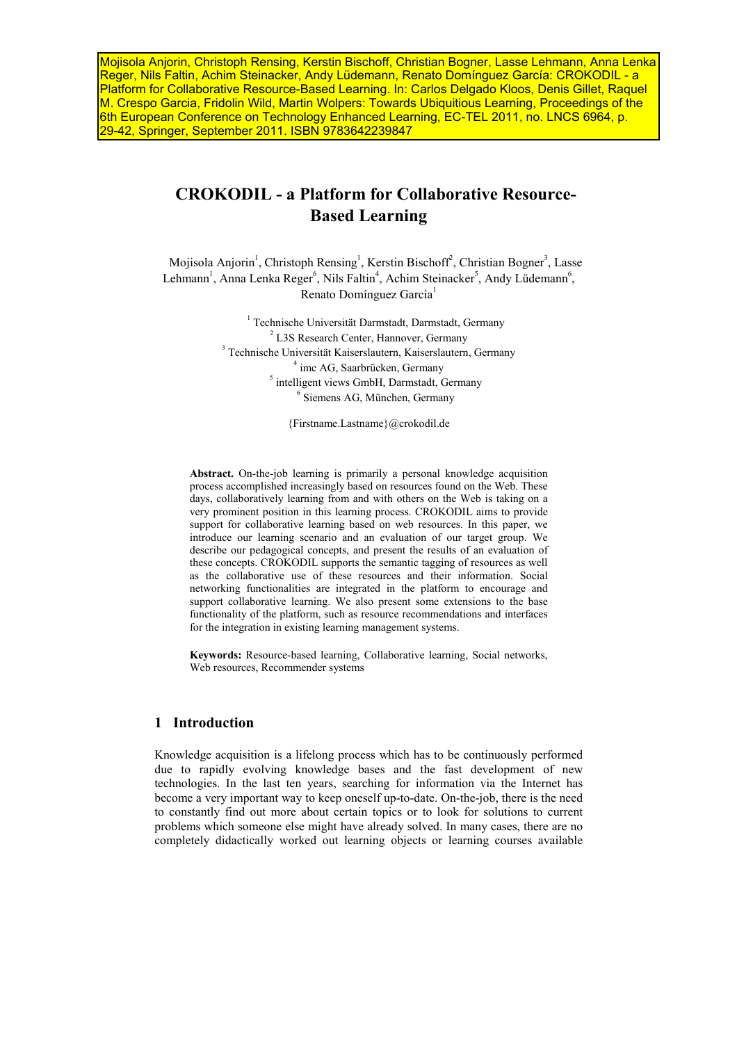Mojisola Anjorin, Christoph Rensing, Kerstin Bischoff, Christian Bogner, Lasse Lehmann, Anna Lenka Reger, Nils Faltin, Achim Steinacker, Andy Lüdemann, Renato Domínguez García: CROKODIL - a Platform for Collaborative Resource-Based Learning. In: Carlos Delgado Kloos, Denis Gillet, Raquel M. Crespo Garcia, Fridolin Wild, Martin Wolpers: Towards Ubiquitious Learning, Proceedings of the 6th European Conference on Technology Enhanced Learning, EC-TEL 2011, no. LNCS 6964, p. 29-42, Springer, September 2011. ISBN 9783642239847

# CROKODIL - a Platform for Collaborative Resource-Based Learning

Mojisola Anjorin[1], Christoph Rensing[1], Kerstin Bischoff[2], Christian Bogner[3], Lasse Lehmann[1], Anna Lenka Reger[6], Nils Faltin[4], Achim Steinacker[5], Andy Lüdemann[6], Renato Domínguez García[1]

[1] Technische Universität Darmstadt, Darmstadt, Germany
[2] L3S Research Center, Hannover, Germany
[3] Technische Universität Kaiserslautern, Kaiserslautern, Germany
[4] imc AG, Saarbrücken, Germany
[5] intelligent views GmbH, Darmstadt, Germany
[6] Siemens AG, München, Germany

{Firstname.Lastname}@crokodil.de

**Abstract.** On-the-job learning is primarily a personal knowledge acquisition process accomplished increasingly based on resources found on the Web. These days, collaboratively learning from and with others on the Web is taking on a very prominent position in this learning process. CROKODIL aims to provide support for collaborative learning based on web resources. In this paper, we introduce our learning scenario and an evaluation of our target group. We describe our pedagogical concepts, and present the results of an evaluation of these concepts. CROKODIL supports the semantic tagging of resources as well as the collaborative use of these resources and their information. Social networking functionalities are integrated in the platform to encourage and support collaborative learning. We also present some extensions to the base functionality of the platform, such as resource recommendations and interfaces for the integration in existing learning management systems.

**Keywords:** Resource-based learning, Collaborative learning, Social networks, Web resources, Recommender systems

## 1 Introduction

Knowledge acquisition is a lifelong process which has to be continuously performed due to rapidly evolving knowledge bases and the fast development of new technologies. In the last ten years, searching for information via the Internet has become a very important way to keep oneself up-to-date. On-the-job, there is the need to constantly find out more about certain topics or to look for solutions to current problems which someone else might have already solved. In many cases, there are no completely didactically worked out learning objects or learning courses available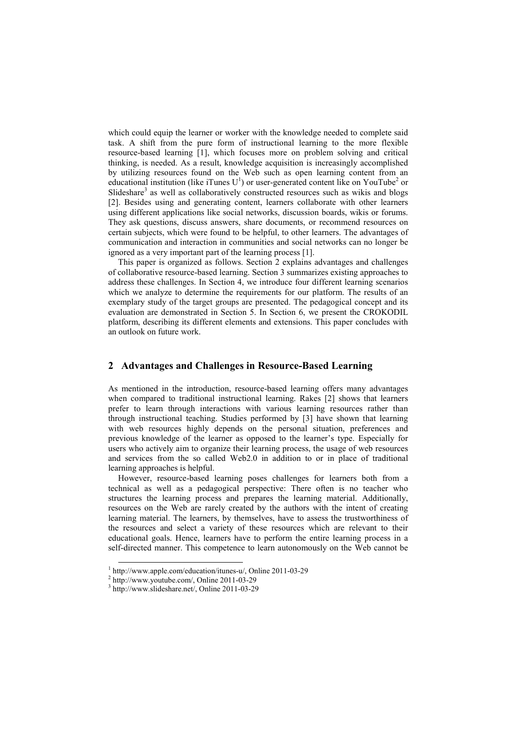which could equip the learner or worker with the knowledge needed to complete said task. A shift from the pure form of instructional learning to the more flexible resource-based learning [1], which focuses more on problem solving and critical thinking, is needed. As a result, knowledge acquisition is increasingly accomplished by utilizing resources found on the Web such as open learning content from an educational institution (like iTunes U[1]) or user-generated content like on YouTube[2] or Slideshare[3] as well as collaboratively constructed resources such as wikis and blogs [2]. Besides using and generating content, learners collaborate with other learners using different applications like social networks, discussion boards, wikis or forums. They ask questions, discuss answers, share documents, or recommend resources on certain subjects, which were found to be helpful, to other learners. The advantages of communication and interaction in communities and social networks can no longer be ignored as a very important part of the learning process [1].

This paper is organized as follows. Section 2 explains advantages and challenges of collaborative resource-based learning. Section 3 summarizes existing approaches to address these challenges. In Section 4, we introduce four different learning scenarios which we analyze to determine the requirements for our platform. The results of an exemplary study of the target groups are presented. The pedagogical concept and its evaluation are demonstrated in Section 5. In Section 6, we present the CROKODIL platform, describing its different elements and extensions. This paper concludes with an outlook on future work.

## 2 Advantages and Challenges in Resource-Based Learning

As mentioned in the introduction, resource-based learning offers many advantages when compared to traditional instructional learning. Rakes [2] shows that learners prefer to learn through interactions with various learning resources rather than through instructional teaching. Studies performed by [3] have shown that learning with web resources highly depends on the personal situation, preferences and previous knowledge of the learner as opposed to the learner's type. Especially for users who actively aim to organize their learning process, the usage of web resources and services from the so called Web2.0 in addition to or in place of traditional learning approaches is helpful.

However, resource-based learning poses challenges for learners both from a technical as well as a pedagogical perspective: There often is no teacher who structures the learning process and prepares the learning material. Additionally, resources on the Web are rarely created by the authors with the intent of creating learning material. The learners, by themselves, have to assess the trustworthiness of the resources and select a variety of these resources which are relevant to their educational goals. Hence, learners have to perform the entire learning process in a self-directed manner. This competence to learn autonomously on the Web cannot be

[1] http://www.apple.com/education/itunes-u/, Online 2011-03-29

[2] http://www.youtube.com/, Online 2011-03-29

[3] http://www.slideshare.net/, Online 2011-03-29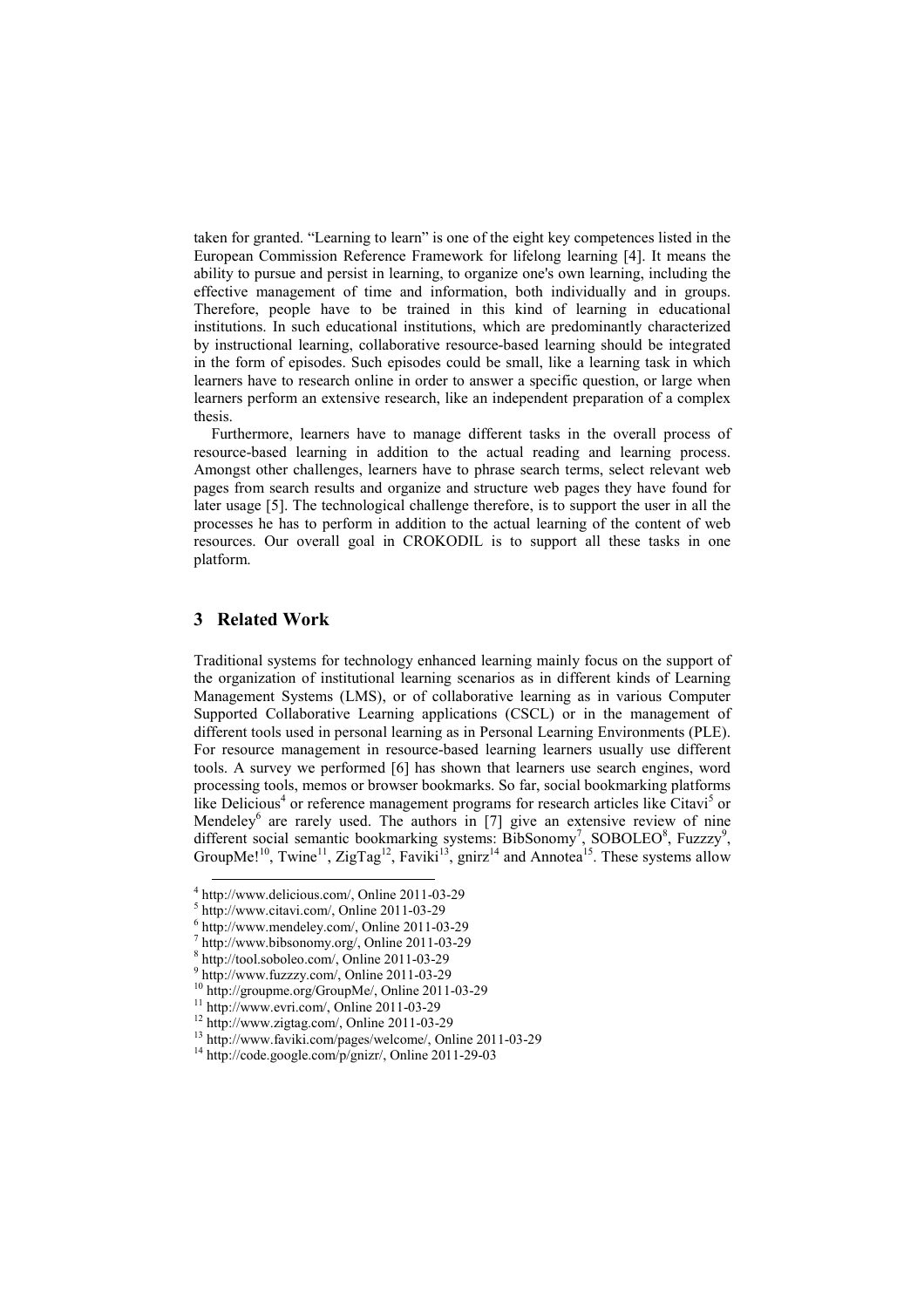taken for granted. “Learning to learn” is one of the eight key competences listed in the European Commission Reference Framework for lifelong learning [4]. It means the ability to pursue and persist in learning, to organize one's own learning, including the effective management of time and information, both individually and in groups. Therefore, people have to be trained in this kind of learning in educational institutions. In such educational institutions, which are predominantly characterized by instructional learning, collaborative resource-based learning should be integrated in the form of episodes. Such episodes could be small, like a learning task in which learners have to research online in order to answer a specific question, or large when learners perform an extensive research, like an independent preparation of a complex thesis.

Furthermore, learners have to manage different tasks in the overall process of resource-based learning in addition to the actual reading and learning process. Amongst other challenges, learners have to phrase search terms, select relevant web pages from search results and organize and structure web pages they have found for later usage [5]. The technological challenge therefore, is to support the user in all the processes he has to perform in addition to the actual learning of the content of web resources. Our overall goal in CROKODIL is to support all these tasks in one platform.

## 3 Related Work

Traditional systems for technology enhanced learning mainly focus on the support of the organization of institutional learning scenarios as in different kinds of Learning Management Systems (LMS), or of collaborative learning as in various Computer Supported Collaborative Learning applications (CSCL) or in the management of different tools used in personal learning as in Personal Learning Environments (PLE). For resource management in resource-based learning learners usually use different tools. A survey we performed [6] has shown that learners use search engines, word processing tools, memos or browser bookmarks. So far, social bookmarking platforms like Delicious[4] or reference management programs for research articles like Citavi[5] or Mendeley[6] are rarely used. The authors in [7] give an extensive review of nine different social semantic bookmarking systems: BibSonomy[7], SOBOLEO[8], Fuzzzy[9], GroupMe![10], Twine[11], ZigTag[12], Faviki[13], gnirz[14] and Annotea[15]. These systems allow

[4] http://www.delicious.com/, Online 2011-03-29
[5] http://www.citavi.com/, Online 2011-03-29
[6] http://www.mendeley.com/, Online 2011-03-29
[7] http://www.bibsonomy.org/, Online 2011-03-29
[8] http://tool.soboleo.com/, Online 2011-03-29
[9] http://www.fuzzzy.com/, Online 2011-03-29
[10] http://groupme.org/GroupMe/, Online 2011-03-29
[11] http://www.evri.com/, Online 2011-03-29
[12] http://www.zigtag.com/, Online 2011-03-29
[13] http://www.faviki.com/pages/welcome/, Online 2011-03-29
[14] http://code.google.com/p/gnizr/, Online 2011-29-03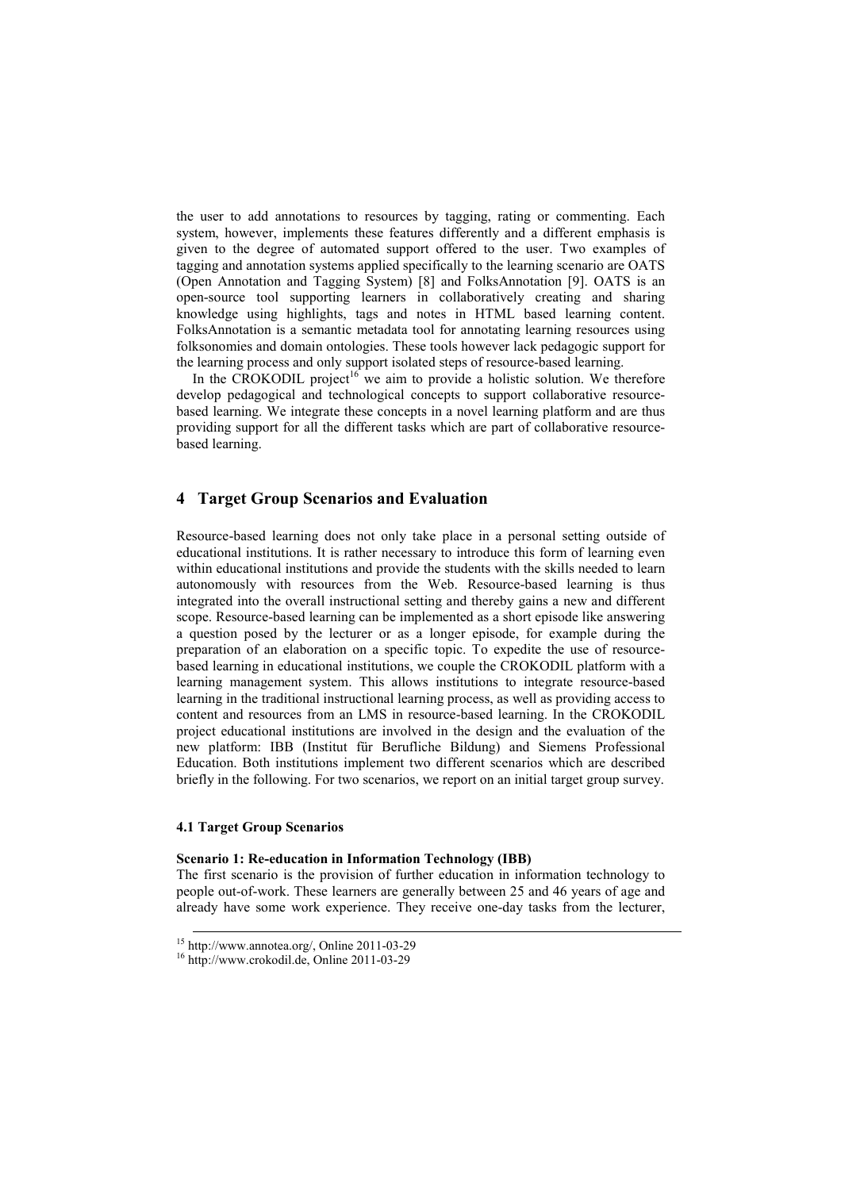the user to add annotations to resources by tagging, rating or commenting. Each system, however, implements these features differently and a different emphasis is given to the degree of automated support offered to the user. Two examples of tagging and annotation systems applied specifically to the learning scenario are OATS (Open Annotation and Tagging System) [8] and FolksAnnotation [9]. OATS is an open-source tool supporting learners in collaboratively creating and sharing knowledge using highlights, tags and notes in HTML based learning content. FolksAnnotation is a semantic metadata tool for annotating learning resources using folksonomies and domain ontologies. These tools however lack pedagogic support for the learning process and only support isolated steps of resource-based learning.

In the CROKODIL project[16] we aim to provide a holistic solution. We therefore develop pedagogical and technological concepts to support collaborative resource-based learning. We integrate these concepts in a novel learning platform and are thus providing support for all the different tasks which are part of collaborative resource-based learning.

## 4 Target Group Scenarios and Evaluation

Resource-based learning does not only take place in a personal setting outside of educational institutions. It is rather necessary to introduce this form of learning even within educational institutions and provide the students with the skills needed to learn autonomously with resources from the Web. Resource-based learning is thus integrated into the overall instructional setting and thereby gains a new and different scope. Resource-based learning can be implemented as a short episode like answering a question posed by the lecturer or as a longer episode, for example during the preparation of an elaboration on a specific topic. To expedite the use of resource-based learning in educational institutions, we couple the CROKODIL platform with a learning management system. This allows institutions to integrate resource-based learning in the traditional instructional learning process, as well as providing access to content and resources from an LMS in resource-based learning. In the CROKODIL project educational institutions are involved in the design and the evaluation of the new platform: IBB (Institut für Berufliche Bildung) and Siemens Professional Education. Both institutions implement two different scenarios which are described briefly in the following. For two scenarios, we report on an initial target group survey.

### 4.1 Target Group Scenarios

**Scenario 1: Re-education in Information Technology (IBB)**

The first scenario is the provision of further education in information technology to people out-of-work. These learners are generally between 25 and 46 years of age and already have some work experience. They receive one-day tasks from the lecturer,

[15] http://www.annotea.org/, Online 2011-03-29

[16] http://www.crokodil.de, Online 2011-03-29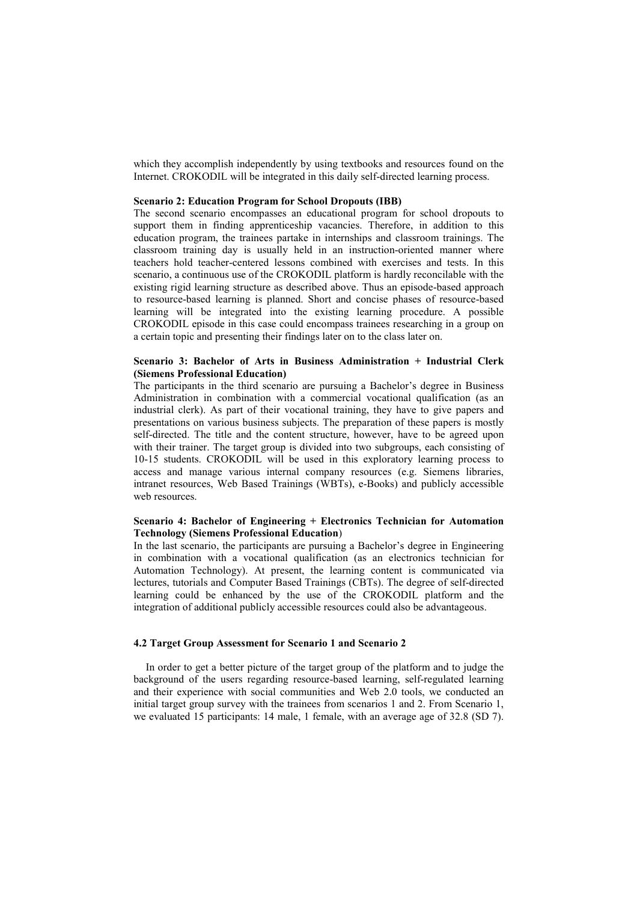which they accomplish independently by using textbooks and resources found on the Internet. CROKODIL will be integrated in this daily self-directed learning process.

**Scenario 2: Education Program for School Dropouts (IBB)**

The second scenario encompasses an educational program for school dropouts to support them in finding apprenticeship vacancies. Therefore, in addition to this education program, the trainees partake in internships and classroom trainings. The classroom training day is usually held in an instruction-oriented manner where teachers hold teacher-centered lessons combined with exercises and tests. In this scenario, a continuous use of the CROKODIL platform is hardly reconcilable with the existing rigid learning structure as described above. Thus an episode-based approach to resource-based learning is planned. Short and concise phases of resource-based learning will be integrated into the existing learning procedure. A possible CROKODIL episode in this case could encompass trainees researching in a group on a certain topic and presenting their findings later on to the class later on.

**Scenario 3: Bachelor of Arts in Business Administration + Industrial Clerk (Siemens Professional Education)**

The participants in the third scenario are pursuing a Bachelor's degree in Business Administration in combination with a commercial vocational qualification (as an industrial clerk). As part of their vocational training, they have to give papers and presentations on various business subjects. The preparation of these papers is mostly self-directed. The title and the content structure, however, have to be agreed upon with their trainer. The target group is divided into two subgroups, each consisting of 10-15 students. CROKODIL will be used in this exploratory learning process to access and manage various internal company resources (e.g. Siemens libraries, intranet resources, Web Based Trainings (WBTs), e-Books) and publicly accessible web resources.

**Scenario 4: Bachelor of Engineering + Electronics Technician for Automation Technology (Siemens Professional Education)**

In the last scenario, the participants are pursuing a Bachelor's degree in Engineering in combination with a vocational qualification (as an electronics technician for Automation Technology). At present, the learning content is communicated via lectures, tutorials and Computer Based Trainings (CBTs). The degree of self-directed learning could be enhanced by the use of the CROKODIL platform and the integration of additional publicly accessible resources could also be advantageous.

### 4.2 Target Group Assessment for Scenario 1 and Scenario 2

In order to get a better picture of the target group of the platform and to judge the background of the users regarding resource-based learning, self-regulated learning and their experience with social communities and Web 2.0 tools, we conducted an initial target group survey with the trainees from scenarios 1 and 2. From Scenario 1, we evaluated 15 participants: 14 male, 1 female, with an average age of 32.8 (SD 7).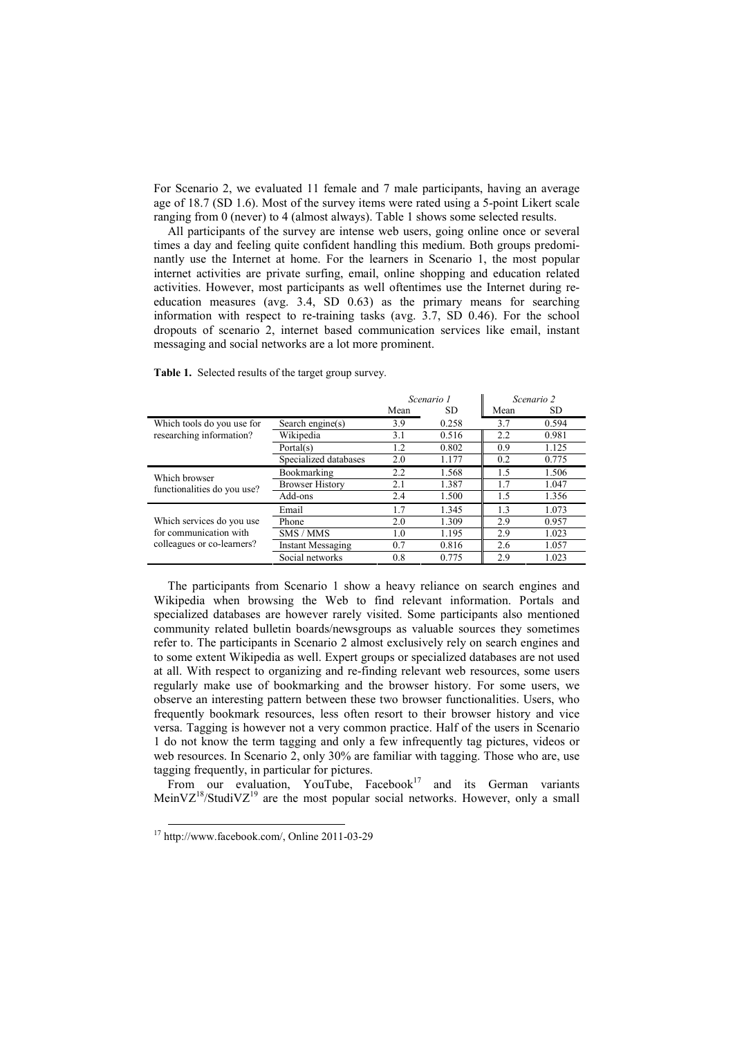For Scenario 2, we evaluated 11 female and 7 male participants, having an average age of 18.7 (SD 1.6). Most of the survey items were rated using a 5-point Likert scale ranging from 0 (never) to 4 (almost always). Table 1 shows some selected results.

All participants of the survey are intense web users, going online once or several times a day and feeling quite confident handling this medium. Both groups predominantly use the Internet at home. For the learners in Scenario 1, the most popular internet activities are private surfing, email, online shopping and education related activities. However, most participants as well oftentimes use the Internet during re-education measures (avg. 3.4, SD 0.63) as the primary means for searching information with respect to re-training tasks (avg. 3.7, SD 0.46). For the school dropouts of scenario 2, internet based communication services like email, instant messaging and social networks are a lot more prominent.

**Table 1.** Selected results of the target group survey.

| | | *Scenario 1* | | *Scenario 2* | |
|---|---|---|---|---|---|
| | | Mean | SD | Mean | SD |
| Which tools do you use for researching information? | Search engine(s) | 3.9 | 0.258 | 3.7 | 0.594 |
| | Wikipedia | 3.1 | 0.516 | 2.2 | 0.981 |
| | Portal(s) | 1.2 | 0.802 | 0.9 | 1.125 |
| | Specialized databases | 2.0 | 1.177 | 0.2 | 0.775 |
| Which browser functionalities do you use? | Bookmarking | 2.2 | 1.568 | 1.5 | 1.506 |
| | Browser History | 2.1 | 1.387 | 1.7 | 1.047 |
| | Add-ons | 2.4 | 1.500 | 1.5 | 1.356 |
| Which services do you use for communication with colleagues or co-learners? | Email | 1.7 | 1.345 | 1.3 | 1.073 |
| | Phone | 2.0 | 1.309 | 2.9 | 0.957 |
| | SMS / MMS | 1.0 | 1.195 | 2.9 | 1.023 |
| | Instant Messaging | 0.7 | 0.816 | 2.6 | 1.057 |
| | Social networks | 0.8 | 0.775 | 2.9 | 1.023 |

The participants from Scenario 1 show a heavy reliance on search engines and Wikipedia when browsing the Web to find relevant information. Portals and specialized databases are however rarely visited. Some participants also mentioned community related bulletin boards/newsgroups as valuable sources they sometimes refer to. The participants in Scenario 2 almost exclusively rely on search engines and to some extent Wikipedia as well. Expert groups or specialized databases are not used at all. With respect to organizing and re-finding relevant web resources, some users regularly make use of bookmarking and the browser history. For some users, we observe an interesting pattern between these two browser functionalities. Users, who frequently bookmark resources, less often resort to their browser history and vice versa. Tagging is however not a very common practice. Half of the users in Scenario 1 do not know the term tagging and only a few infrequently tag pictures, videos or web resources. In Scenario 2, only 30% are familiar with tagging. Those who are, use tagging frequently, in particular for pictures.

From our evaluation, YouTube, Facebook[17] and its German variants MeinVZ[18]/StudiVZ[19] are the most popular social networks. However, only a small

[17] http://www.facebook.com/, Online 2011-03-29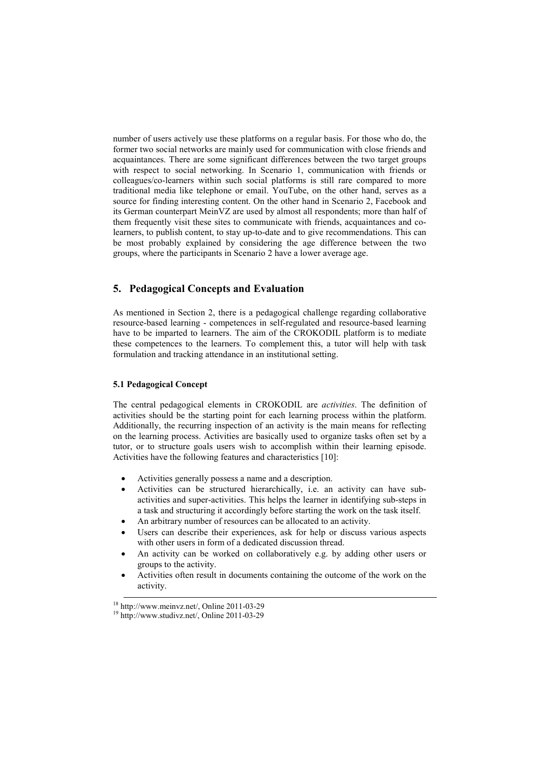number of users actively use these platforms on a regular basis. For those who do, the former two social networks are mainly used for communication with close friends and acquaintances. There are some significant differences between the two target groups with respect to social networking. In Scenario 1, communication with friends or colleagues/co-learners within such social platforms is still rare compared to more traditional media like telephone or email. YouTube, on the other hand, serves as a source for finding interesting content. On the other hand in Scenario 2, Facebook and its German counterpart MeinVZ are used by almost all respondents; more than half of them frequently visit these sites to communicate with friends, acquaintances and co-learners, to publish content, to stay up-to-date and to give recommendations. This can be most probably explained by considering the age difference between the two groups, where the participants in Scenario 2 have a lower average age.

## 5. Pedagogical Concepts and Evaluation

As mentioned in Section 2, there is a pedagogical challenge regarding collaborative resource-based learning - competences in self-regulated and resource-based learning have to be imparted to learners. The aim of the CROKODIL platform is to mediate these competences to the learners. To complement this, a tutor will help with task formulation and tracking attendance in an institutional setting.

### 5.1 Pedagogical Concept

The central pedagogical elements in CROKODIL are *activities*. The definition of activities should be the starting point for each learning process within the platform. Additionally, the recurring inspection of an activity is the main means for reflecting on the learning process. Activities are basically used to organize tasks often set by a tutor, or to structure goals users wish to accomplish within their learning episode. Activities have the following features and characteristics [10]:

- Activities generally possess a name and a description.
- Activities can be structured hierarchically, i.e. an activity can have sub-activities and super-activities. This helps the learner in identifying sub-steps in a task and structuring it accordingly before starting the work on the task itself.
- An arbitrary number of resources can be allocated to an activity.
- Users can describe their experiences, ask for help or discuss various aspects with other users in form of a dedicated discussion thread.
- An activity can be worked on collaboratively e.g. by adding other users or groups to the activity.
- Activities often result in documents containing the outcome of the work on the activity.

---

[18] http://www.meinvz.net/, Online 2011-03-29

[19] http://www.studivz.net/, Online 2011-03-29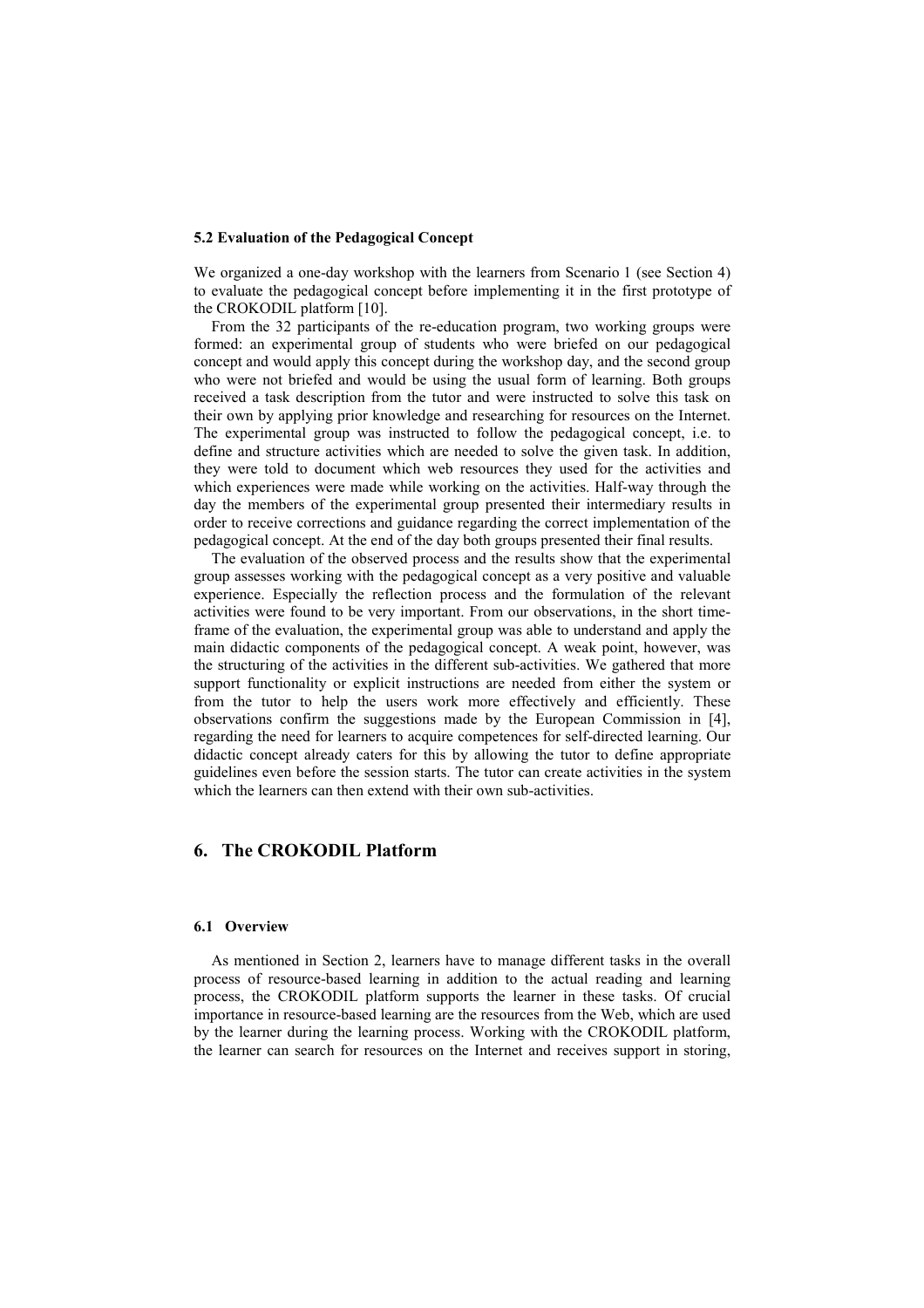### 5.2 Evaluation of the Pedagogical Concept

We organized a one-day workshop with the learners from Scenario 1 (see Section 4) to evaluate the pedagogical concept before implementing it in the first prototype of the CROKODIL platform [10].

From the 32 participants of the re-education program, two working groups were formed: an experimental group of students who were briefed on our pedagogical concept and would apply this concept during the workshop day, and the second group who were not briefed and would be using the usual form of learning. Both groups received a task description from the tutor and were instructed to solve this task on their own by applying prior knowledge and researching for resources on the Internet. The experimental group was instructed to follow the pedagogical concept, i.e. to define and structure activities which are needed to solve the given task. In addition, they were told to document which web resources they used for the activities and which experiences were made while working on the activities. Half-way through the day the members of the experimental group presented their intermediary results in order to receive corrections and guidance regarding the correct implementation of the pedagogical concept. At the end of the day both groups presented their final results.

The evaluation of the observed process and the results show that the experimental group assesses working with the pedagogical concept as a very positive and valuable experience. Especially the reflection process and the formulation of the relevant activities were found to be very important. From our observations, in the short time-frame of the evaluation, the experimental group was able to understand and apply the main didactic components of the pedagogical concept. A weak point, however, was the structuring of the activities in the different sub-activities. We gathered that more support functionality or explicit instructions are needed from either the system or from the tutor to help the users work more effectively and efficiently. These observations confirm the suggestions made by the European Commission in [4], regarding the need for learners to acquire competences for self-directed learning. Our didactic concept already caters for this by allowing the tutor to define appropriate guidelines even before the session starts. The tutor can create activities in the system which the learners can then extend with their own sub-activities.

## 6. The CROKODIL Platform

### 6.1 Overview

As mentioned in Section 2, learners have to manage different tasks in the overall process of resource-based learning in addition to the actual reading and learning process, the CROKODIL platform supports the learner in these tasks. Of crucial importance in resource-based learning are the resources from the Web, which are used by the learner during the learning process. Working with the CROKODIL platform, the learner can search for resources on the Internet and receives support in storing,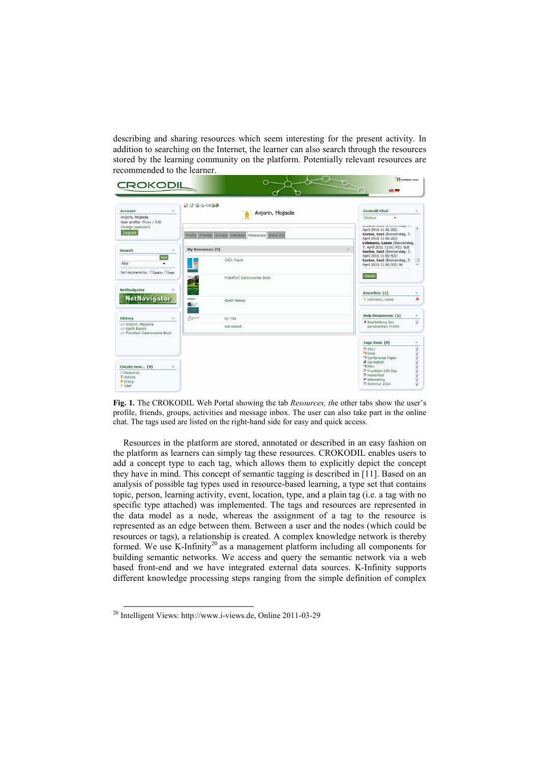describing and sharing resources which seem interesting for the present activity. In addition to searching on the Internet, the learner can also search through the resources stored by the learning community on the platform. Potentially relevant resources are recommended to the learner.

**Fig. 1.** The CROKODIL Web Portal showing the tab *Resources, th*e other tabs show the user's profile, friends, groups, activities and message inbox. The user can also take part in the online chat. The tags used are listed on the right-hand side for easy and quick access.

Resources in the platform are stored, annotated or described in an easy fashion on the platform as learners can simply tag these resources. CROKODIL enables users to add a concept type to each tag, which allows them to explicitly depict the concept they have in mind. This concept of semantic tagging is described in [11]. Based on an analysis of possible tag types used in resource-based learning, a type set that contains topic, person, learning activity, event, location, type, and a plain tag (i.e. a tag with no specific type attached) was implemented. The tags and resources are represented in the data model as a node, whereas the assignment of a tag to the resource is represented as an edge between them. Between a user and the nodes (which could be resources or tags), a relationship is created. A complex knowledge network is thereby formed. We use K-Infinity[20] as a management platform including all components for building semantic networks. We access and query the semantic network via a web based front-end and we have integrated external data sources. K-Infinity supports different knowledge processing steps ranging from the simple definition of complex

[20] Intelligent Views: http://www.i-views.de, Online 2011-03-29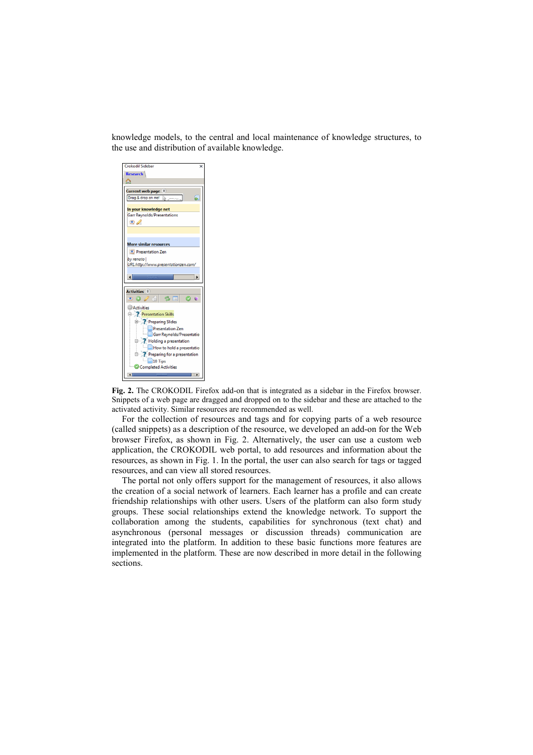knowledge models, to the central and local maintenance of knowledge structures, to the use and distribution of available knowledge.

**Fig. 2.** The CROKODIL Firefox add-on that is integrated as a sidebar in the Firefox browser. Snippets of a web page are dragged and dropped on to the sidebar and these are attached to the activated activity. Similar resources are recommended as well.

For the collection of resources and tags and for copying parts of a web resource (called snippets) as a description of the resource, we developed an add-on for the Web browser Firefox, as shown in Fig. 2. Alternatively, the user can use a custom web application, the CROKODIL web portal, to add resources and information about the resources, as shown in Fig. 1. In the portal, the user can also search for tags or tagged resources, and can view all stored resources.

The portal not only offers support for the management of resources, it also allows the creation of a social network of learners. Each learner has a profile and can create friendship relationships with other users. Users of the platform can also form study groups. These social relationships extend the knowledge network. To support the collaboration among the students, capabilities for synchronous (text chat) and asynchronous (personal messages or discussion threads) communication are integrated into the platform. In addition to these basic functions more features are implemented in the platform. These are now described in more detail in the following sections.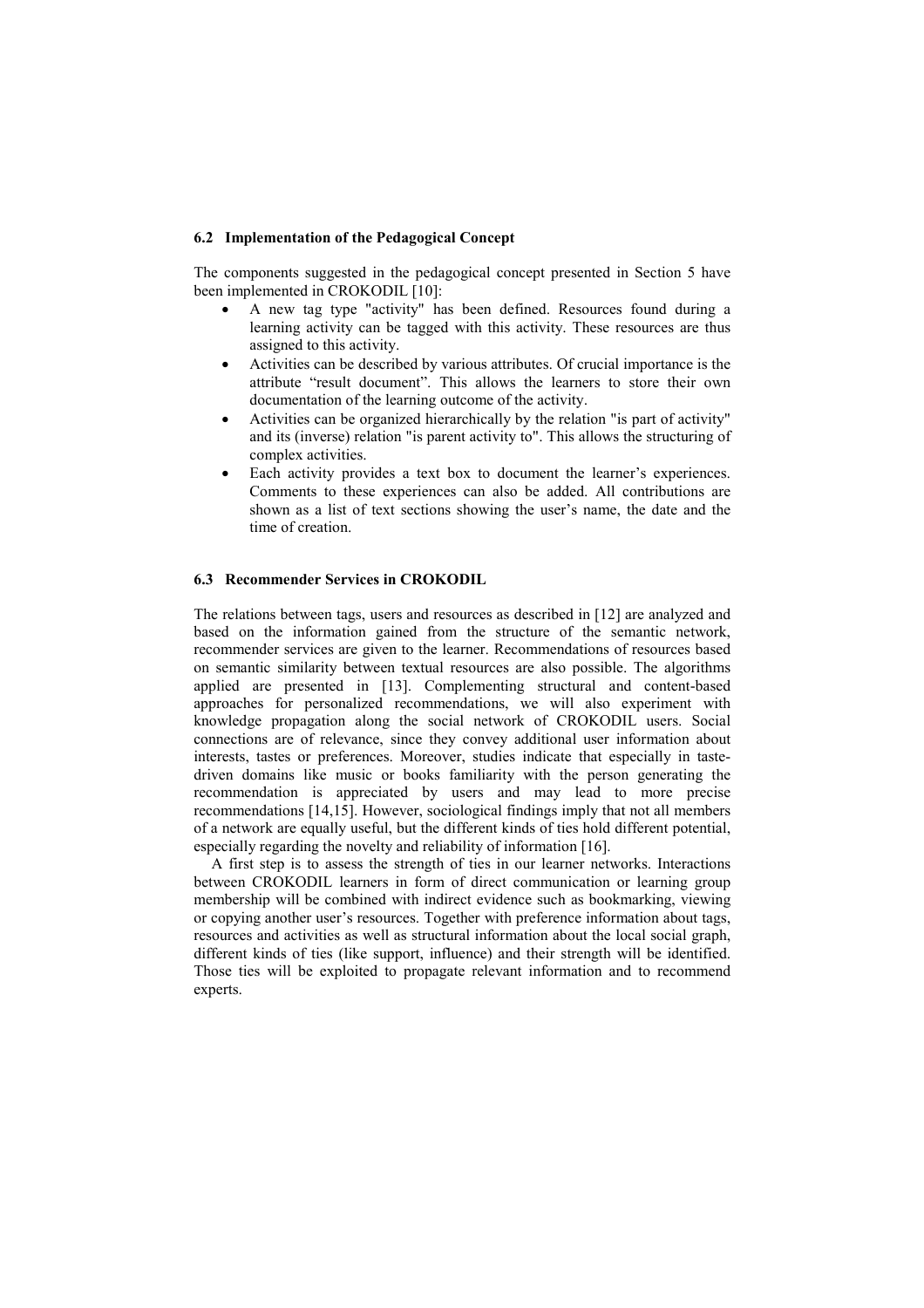### 6.2 Implementation of the Pedagogical Concept

The components suggested in the pedagogical concept presented in Section 5 have been implemented in CROKODIL [10]:

- A new tag type "activity" has been defined. Resources found during a learning activity can be tagged with this activity. These resources are thus assigned to this activity.
- Activities can be described by various attributes. Of crucial importance is the attribute "result document". This allows the learners to store their own documentation of the learning outcome of the activity.
- Activities can be organized hierarchically by the relation "is part of activity" and its (inverse) relation "is parent activity to". This allows the structuring of complex activities.
- Each activity provides a text box to document the learner's experiences. Comments to these experiences can also be added. All contributions are shown as a list of text sections showing the user's name, the date and the time of creation.

### 6.3 Recommender Services in CROKODIL

The relations between tags, users and resources as described in [12] are analyzed and based on the information gained from the structure of the semantic network, recommender services are given to the learner. Recommendations of resources based on semantic similarity between textual resources are also possible. The algorithms applied are presented in [13]. Complementing structural and content-based approaches for personalized recommendations, we will also experiment with knowledge propagation along the social network of CROKODIL users. Social connections are of relevance, since they convey additional user information about interests, tastes or preferences. Moreover, studies indicate that especially in taste-driven domains like music or books familiarity with the person generating the recommendation is appreciated by users and may lead to more precise recommendations [14,15]. However, sociological findings imply that not all members of a network are equally useful, but the different kinds of ties hold different potential, especially regarding the novelty and reliability of information [16].

A first step is to assess the strength of ties in our learner networks. Interactions between CROKODIL learners in form of direct communication or learning group membership will be combined with indirect evidence such as bookmarking, viewing or copying another user's resources. Together with preference information about tags, resources and activities as well as structural information about the local social graph, different kinds of ties (like support, influence) and their strength will be identified. Those ties will be exploited to propagate relevant information and to recommend experts.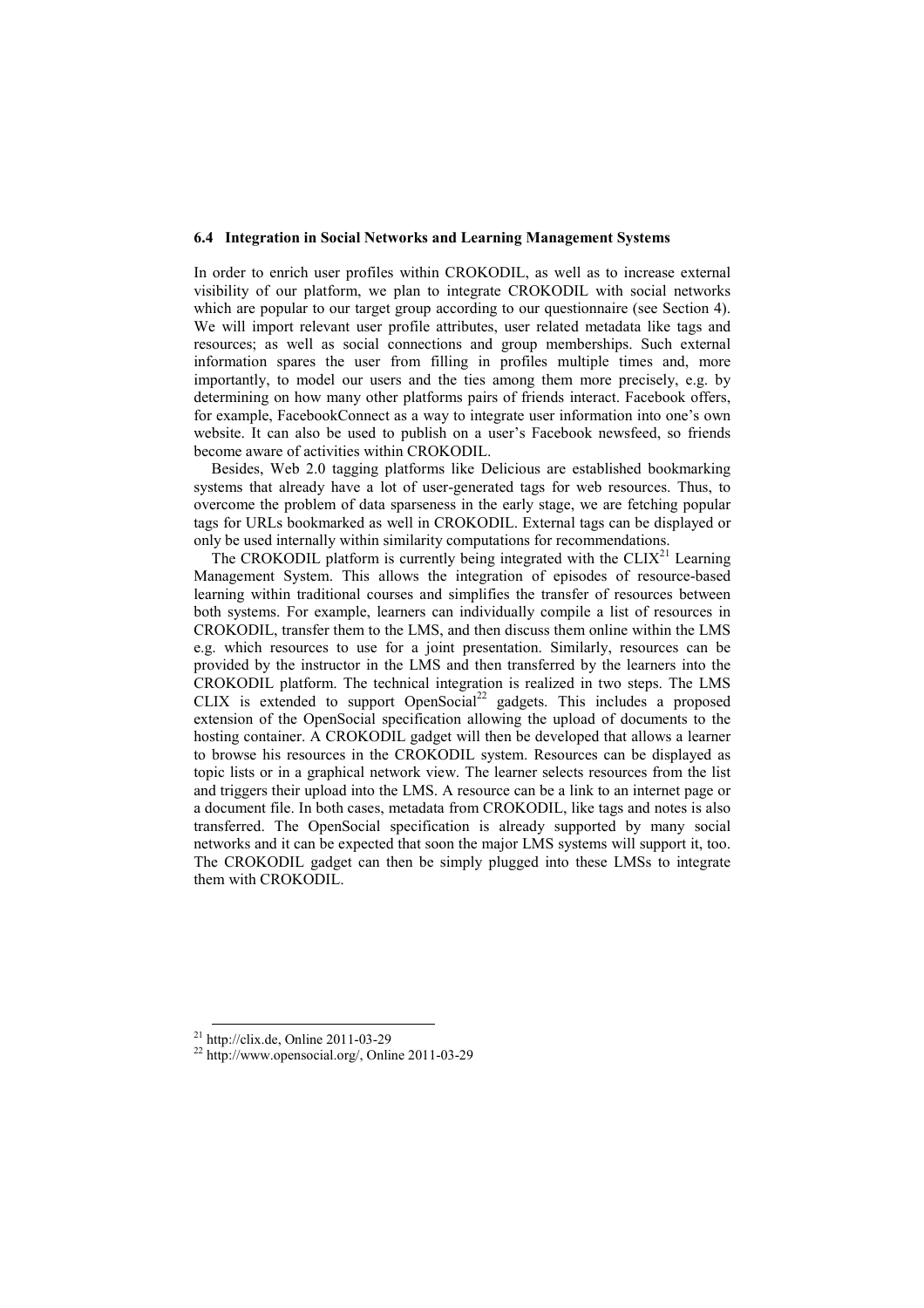### 6.4 Integration in Social Networks and Learning Management Systems

In order to enrich user profiles within CROKODIL, as well as to increase external visibility of our platform, we plan to integrate CROKODIL with social networks which are popular to our target group according to our questionnaire (see Section 4). We will import relevant user profile attributes, user related metadata like tags and resources; as well as social connections and group memberships. Such external information spares the user from filling in profiles multiple times and, more importantly, to model our users and the ties among them more precisely, e.g. by determining on how many other platforms pairs of friends interact. Facebook offers, for example, FacebookConnect as a way to integrate user information into one's own website. It can also be used to publish on a user's Facebook newsfeed, so friends become aware of activities within CROKODIL.

Besides, Web 2.0 tagging platforms like Delicious are established bookmarking systems that already have a lot of user-generated tags for web resources. Thus, to overcome the problem of data sparseness in the early stage, we are fetching popular tags for URLs bookmarked as well in CROKODIL. External tags can be displayed or only be used internally within similarity computations for recommendations.

The CROKODIL platform is currently being integrated with the CLIX[21] Learning Management System. This allows the integration of episodes of resource-based learning within traditional courses and simplifies the transfer of resources between both systems. For example, learners can individually compile a list of resources in CROKODIL, transfer them to the LMS, and then discuss them online within the LMS e.g. which resources to use for a joint presentation. Similarly, resources can be provided by the instructor in the LMS and then transferred by the learners into the CROKODIL platform. The technical integration is realized in two steps. The LMS CLIX is extended to support OpenSocial[22] gadgets. This includes a proposed extension of the OpenSocial specification allowing the upload of documents to the hosting container. A CROKODIL gadget will then be developed that allows a learner to browse his resources in the CROKODIL system. Resources can be displayed as topic lists or in a graphical network view. The learner selects resources from the list and triggers their upload into the LMS. A resource can be a link to an internet page or a document file. In both cases, metadata from CROKODIL, like tags and notes is also transferred. The OpenSocial specification is already supported by many social networks and it can be expected that soon the major LMS systems will support it, too. The CROKODIL gadget can then be simply plugged into these LMSs to integrate them with CROKODIL.

[21] http://clix.de, Online 2011-03-29

[22] http://www.opensocial.org/, Online 2011-03-29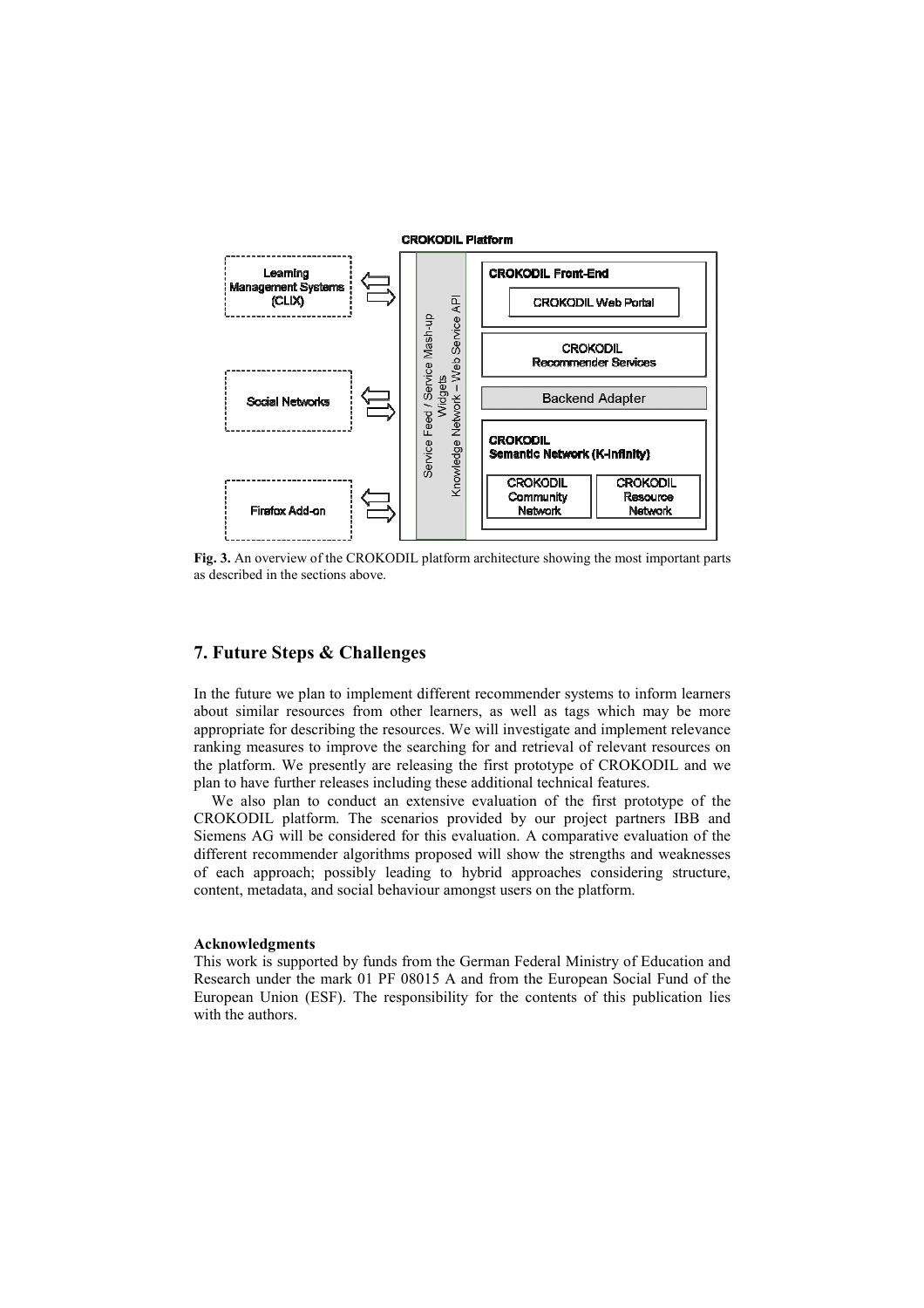**CROKODIL Platform**

Learning Management Systems (CLIX)

Social Networks

Firefox Add-on

Service Feed / Service Mash-up
Widgets
Knowledge Network – Web Service API

**CROKODIL Front-End**

CROKODIL Web Portal

CROKODIL
Recommender Services

Backend Adapter

**CROKODIL**
**Semantic Network (K-Infinity)**

CROKODIL Community Network

CROKODIL Resource Network

**Fig. 3.** An overview of the CROKODIL platform architecture showing the most important parts as described in the sections above.

## 7. Future Steps & Challenges

In the future we plan to implement different recommender systems to inform learners about similar resources from other learners, as well as tags which may be more appropriate for describing the resources. We will investigate and implement relevance ranking measures to improve the searching for and retrieval of relevant resources on the platform. We presently are releasing the first prototype of CROKODIL and we plan to have further releases including these additional technical features.

We also plan to conduct an extensive evaluation of the first prototype of the CROKODIL platform. The scenarios provided by our project partners IBB and Siemens AG will be considered for this evaluation. A comparative evaluation of the different recommender algorithms proposed will show the strengths and weaknesses of each approach; possibly leading to hybrid approaches considering structure, content, metadata, and social behaviour amongst users on the platform.

**Acknowledgments**

This work is supported by funds from the German Federal Ministry of Education and Research under the mark 01 PF 08015 A and from the European Social Fund of the European Union (ESF). The responsibility for the contents of this publication lies with the authors.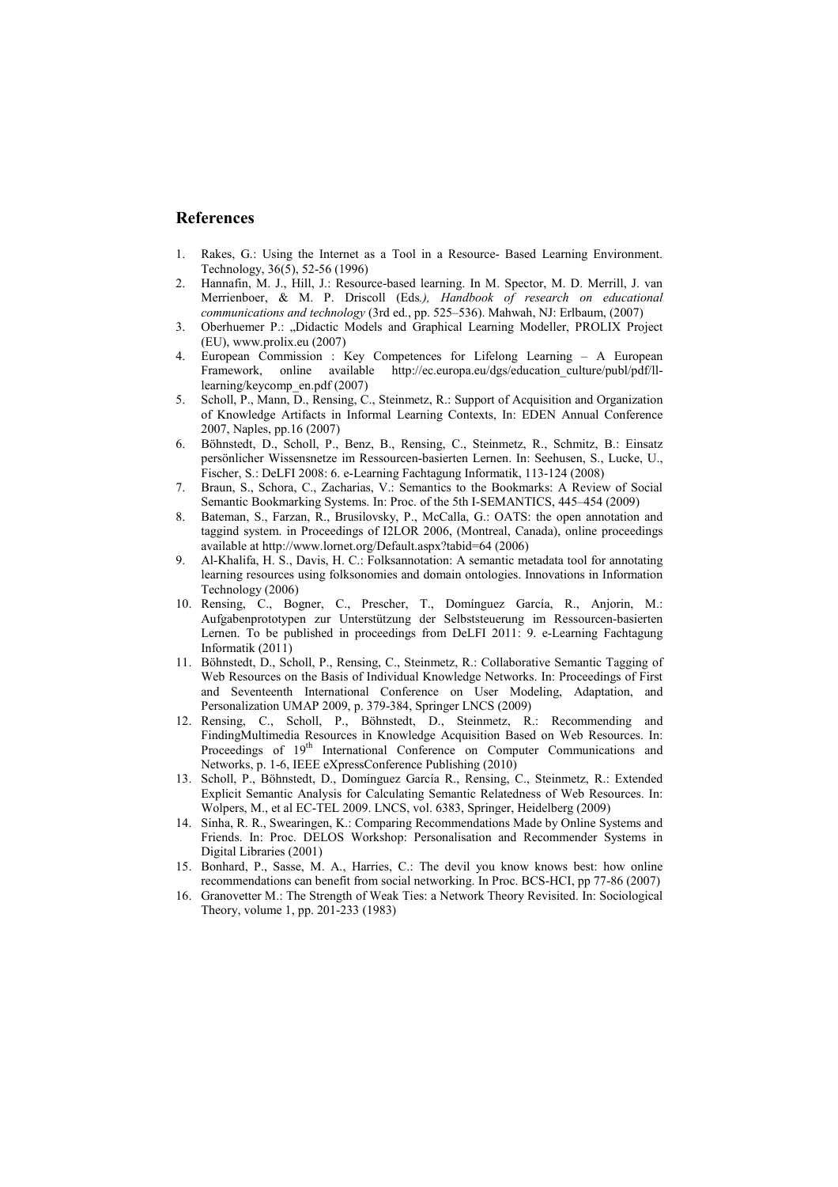## References

1. Rakes, G.: Using the Internet as a Tool in a Resource- Based Learning Environment. Technology, 36(5), 52-56 (1996)
2. Hannafin, M. J., Hill, J.: Resource-based learning. In M. Spector, M. D. Merrill, J. van Merrienboer, & M. P. Driscoll (Eds*.), Handbook of research on educational communications and technology* (3rd ed., pp. 525–536). Mahwah, NJ: Erlbaum, (2007)
3. Oberhuemer P.: „Didactic Models and Graphical Learning Modeller, PROLIX Project (EU), www.prolix.eu (2007)
4. European Commission : Key Competences for Lifelong Learning – A European Framework, online available http://ec.europa.eu/dgs/education_culture/publ/pdf/ll-learning/keycomp_en.pdf (2007)
5. Scholl, P., Mann, D., Rensing, C., Steinmetz, R.: Support of Acquisition and Organization of Knowledge Artifacts in Informal Learning Contexts, In: EDEN Annual Conference 2007, Naples, pp.16 (2007)
6. Böhnstedt, D., Scholl, P., Benz, B., Rensing, C., Steinmetz, R., Schmitz, B.: Einsatz persönlicher Wissensnetze im Ressourcen-basierten Lernen. In: Seehusen, S., Lucke, U., Fischer, S.: DeLFI 2008: 6. e-Learning Fachtagung Informatik, 113-124 (2008)
7. Braun, S., Schora, C., Zacharias, V.: Semantics to the Bookmarks: A Review of Social Semantic Bookmarking Systems. In: Proc. of the 5th I-SEMANTICS, 445–454 (2009)
8. Bateman, S., Farzan, R., Brusilovsky, P., McCalla, G.: OATS: the open annotation and taggind system. in Proceedings of I2LOR 2006, (Montreal, Canada), online proceedings available at http://www.lornet.org/Default.aspx?tabid=64 (2006)
9. Al-Khalifa, H. S., Davis, H. C.: Folksannotation: A semantic metadata tool for annotating learning resources using folksonomies and domain ontologies. Innovations in Information Technology (2006)
10. Rensing, C., Bogner, C., Prescher, T., Domínguez García, R., Anjorin, M.: Aufgabenprototypen zur Unterstützung der Selbststeuerung im Ressourcen-basierten Lernen. To be published in proceedings from DeLFI 2011: 9. e-Learning Fachtagung Informatik (2011)
11. Böhnstedt, D., Scholl, P., Rensing, C., Steinmetz, R.: Collaborative Semantic Tagging of Web Resources on the Basis of Individual Knowledge Networks. In: Proceedings of First and Seventeenth International Conference on User Modeling, Adaptation, and Personalization UMAP 2009, p. 379-384, Springer LNCS (2009)
12. Rensing, C., Scholl, P., Böhnstedt, D., Steinmetz, R.: Recommending and FindingMultimedia Resources in Knowledge Acquisition Based on Web Resources. In: Proceedings of 19th International Conference on Computer Communications and Networks, p. 1-6, IEEE eXpressConference Publishing (2010)
13. Scholl, P., Böhnstedt, D., Domínguez García R., Rensing, C., Steinmetz, R.: Extended Explicit Semantic Analysis for Calculating Semantic Relatedness of Web Resources. In: Wolpers, M., et al EC-TEL 2009. LNCS, vol. 6383, Springer, Heidelberg (2009)
14. Sinha, R. R., Swearingen, K.: Comparing Recommendations Made by Online Systems and Friends. In: Proc. DELOS Workshop: Personalisation and Recommender Systems in Digital Libraries (2001)
15. Bonhard, P., Sasse, M. A., Harries, C.: The devil you know knows best: how online recommendations can benefit from social networking. In Proc. BCS-HCI, pp 77-86 (2007)
16. Granovetter M.: The Strength of Weak Ties: a Network Theory Revisited. In: Sociological Theory, volume 1, pp. 201-233 (1983)